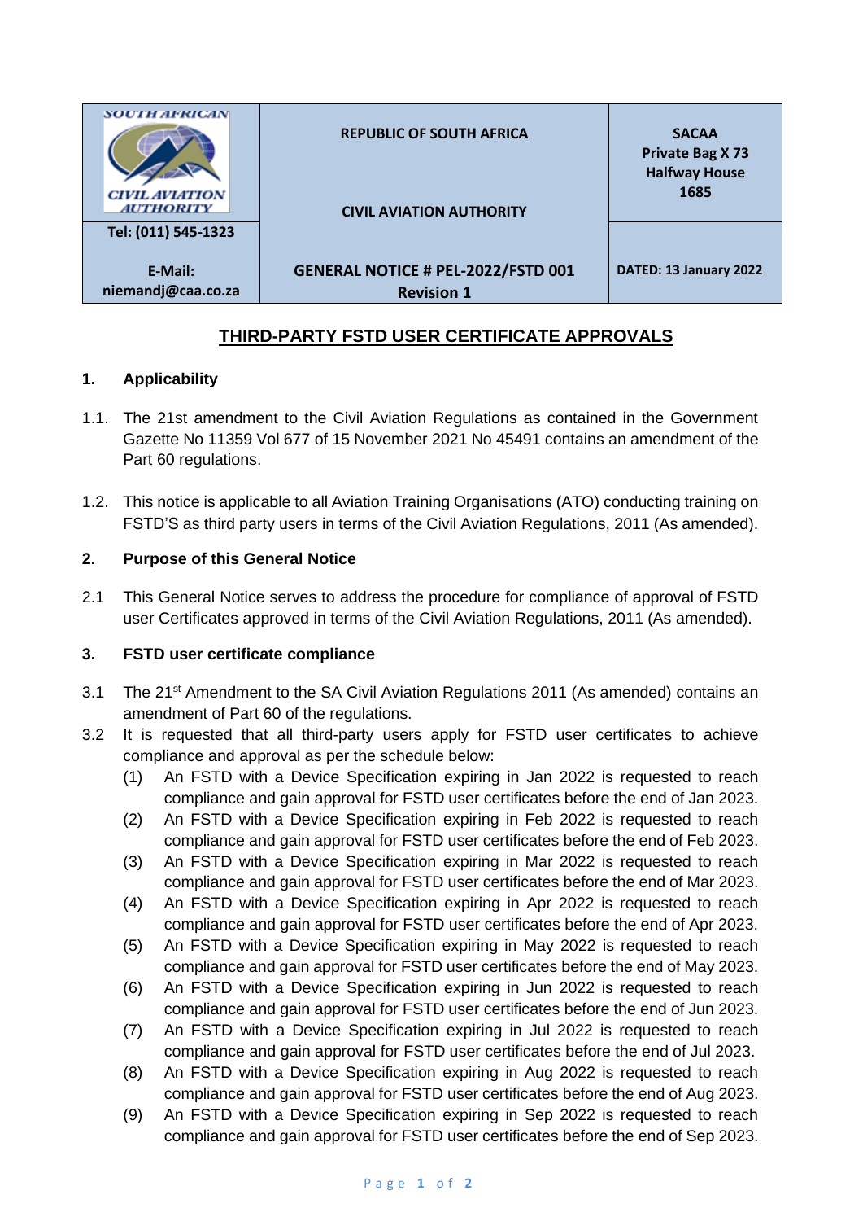| SOUTH AFRICAN CIVIL AVIATION AUTHORITY | REPUBLIC OF SOUTH AFRICA<br><br>CIVIL AVIATION AUTHORITY | SACAA<br>Private Bag X 73<br>Halfway House<br>1685 |
|---|---|---|
| Tel: (011) 545-1323<br><br>E-Mail:<br>niemandj@caa.co.za | GENERAL NOTICE # PEL-2022/FSTD 001<br>Revision 1 | DATED: 13 January 2022 |

## THIRD-PARTY FSTD USER CERTIFICATE APPROVALS

### 1. Applicability

1.1. The 21st amendment to the Civil Aviation Regulations as contained in the Government Gazette No 11359 Vol 677 of 15 November 2021 No 45491 contains an amendment of the Part 60 regulations.

1.2. This notice is applicable to all Aviation Training Organisations (ATO) conducting training on FSTD'S as third party users in terms of the Civil Aviation Regulations, 2011 (As amended).

### 2. Purpose of this General Notice

2.1 This General Notice serves to address the procedure for compliance of approval of FSTD user Certificates approved in terms of the Civil Aviation Regulations, 2011 (As amended).

### 3. FSTD user certificate compliance

3.1 The 21st Amendment to the SA Civil Aviation Regulations 2011 (As amended) contains an amendment of Part 60 of the regulations.

3.2 It is requested that all third-party users apply for FSTD user certificates to achieve compliance and approval as per the schedule below:

(1) An FSTD with a Device Specification expiring in Jan 2022 is requested to reach compliance and gain approval for FSTD user certificates before the end of Jan 2023.

(2) An FSTD with a Device Specification expiring in Feb 2022 is requested to reach compliance and gain approval for FSTD user certificates before the end of Feb 2023.

(3) An FSTD with a Device Specification expiring in Mar 2022 is requested to reach compliance and gain approval for FSTD user certificates before the end of Mar 2023.

(4) An FSTD with a Device Specification expiring in Apr 2022 is requested to reach compliance and gain approval for FSTD user certificates before the end of Apr 2023.

(5) An FSTD with a Device Specification expiring in May 2022 is requested to reach compliance and gain approval for FSTD user certificates before the end of May 2023.

(6) An FSTD with a Device Specification expiring in Jun 2022 is requested to reach compliance and gain approval for FSTD user certificates before the end of Jun 2023.

(7) An FSTD with a Device Specification expiring in Jul 2022 is requested to reach compliance and gain approval for FSTD user certificates before the end of Jul 2023.

(8) An FSTD with a Device Specification expiring in Aug 2022 is requested to reach compliance and gain approval for FSTD user certificates before the end of Aug 2023.

(9) An FSTD with a Device Specification expiring in Sep 2022 is requested to reach compliance and gain approval for FSTD user certificates before the end of Sep 2023.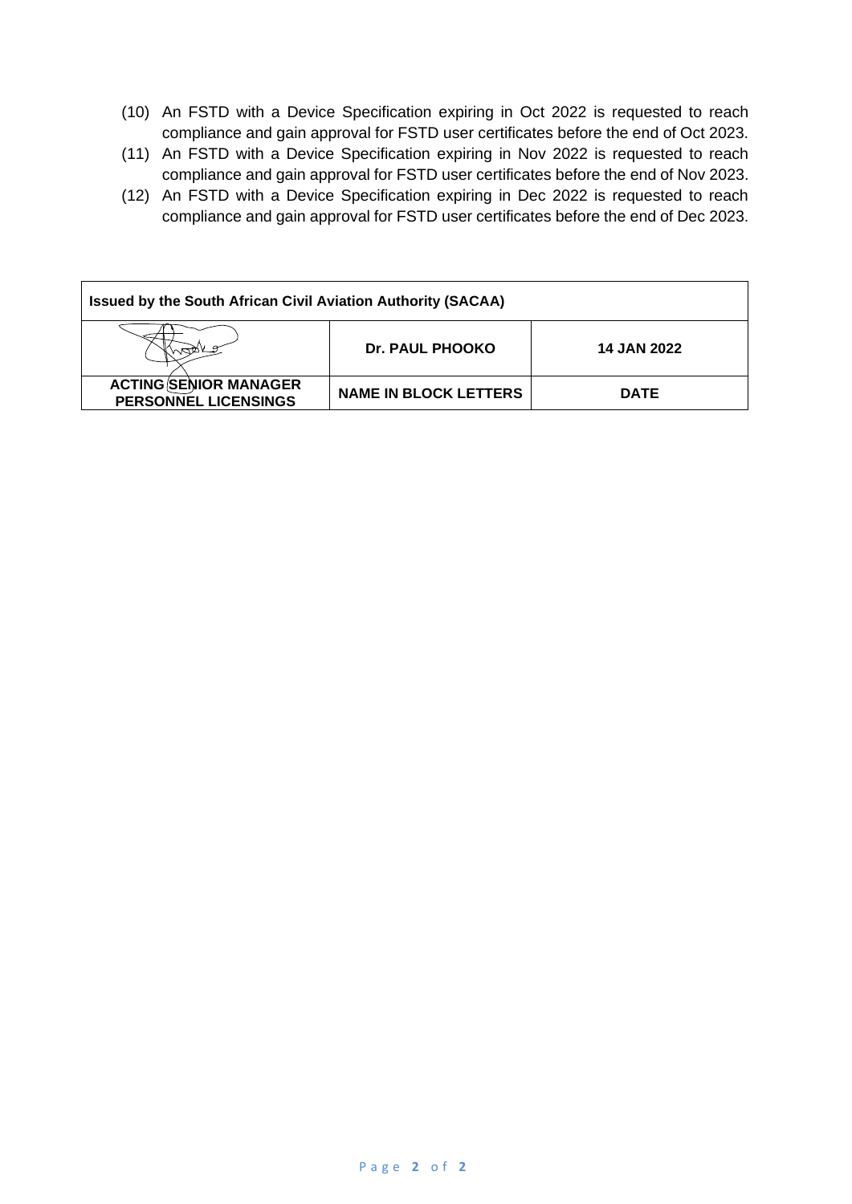(10) An FSTD with a Device Specification expiring in Oct 2022 is requested to reach compliance and gain approval for FSTD user certificates before the end of Oct 2023.

(11) An FSTD with a Device Specification expiring in Nov 2022 is requested to reach compliance and gain approval for FSTD user certificates before the end of Nov 2023.

(12) An FSTD with a Device Specification expiring in Dec 2022 is requested to reach compliance and gain approval for FSTD user certificates before the end of Dec 2023.

| Issued by the South African Civil Aviation Authority (SACAA) | | |
|---|---|---|
| | **Dr. PAUL PHOOKO** | **14 JAN 2022** |
| **ACTING SENIOR MANAGER PERSONNEL LICENSINGS** | **NAME IN BLOCK LETTERS** | **DATE** |